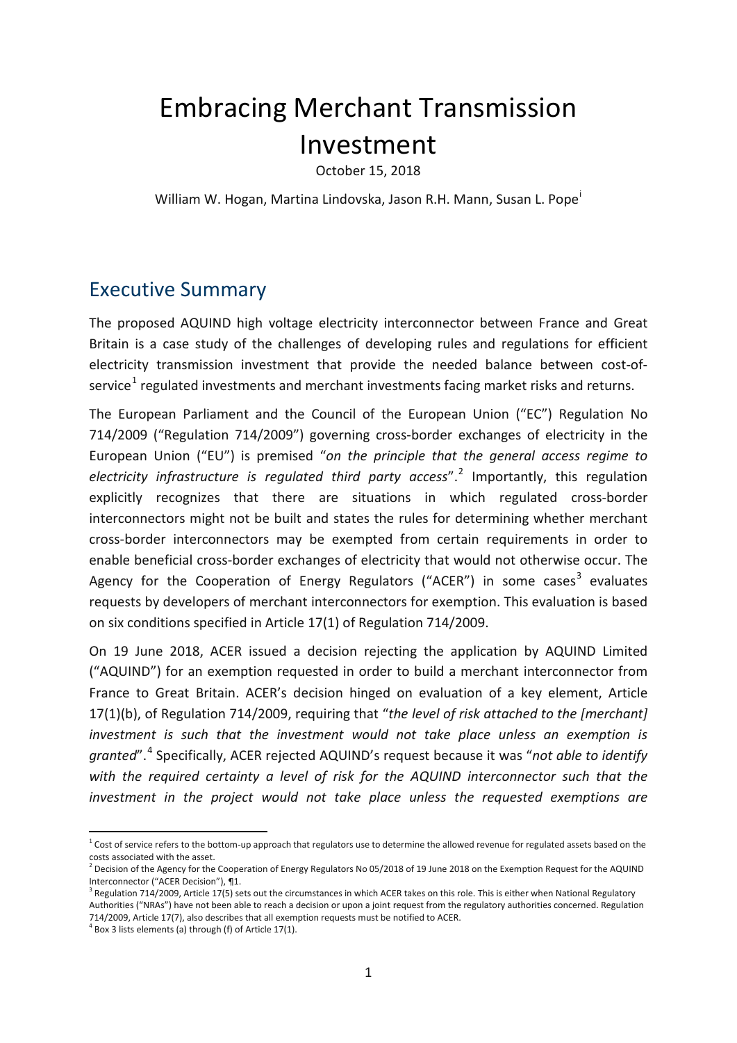# Embracing Merchant Transmission Investment

October 15, 2018

William W. Hogan, Martina Lindovska, Jason R.H. Mann, Susan L. Pope[i]

## Executive Summary

The proposed AQUIND high voltage electricity interconnector between France and Great Britain is a case study of the challenges of developing rules and regulations for efficient electricity transmission investment that provide the needed balance between cost-of-service[1] regulated investments and merchant investments facing market risks and returns.

The European Parliament and the Council of the European Union ("EC") Regulation No 714/2009 ("Regulation 714/2009") governing cross-border exchanges of electricity in the European Union ("EU") is premised "*on the principle that the general access regime to electricity infrastructure is regulated third party access*".[2] Importantly, this regulation explicitly recognizes that there are situations in which regulated cross-border interconnectors might not be built and states the rules for determining whether merchant cross-border interconnectors may be exempted from certain requirements in order to enable beneficial cross-border exchanges of electricity that would not otherwise occur. The Agency for the Cooperation of Energy Regulators ("ACER") in some cases[3] evaluates requests by developers of merchant interconnectors for exemption. This evaluation is based on six conditions specified in Article 17(1) of Regulation 714/2009.

On 19 June 2018, ACER issued a decision rejecting the application by AQUIND Limited ("AQUIND") for an exemption requested in order to build a merchant interconnector from France to Great Britain. ACER's decision hinged on evaluation of a key element, Article 17(1)(b), of Regulation 714/2009, requiring that "*the level of risk attached to the [merchant] investment is such that the investment would not take place unless an exemption is granted*".[4] Specifically, ACER rejected AQUIND's request because it was "*not able to identify with the required certainty a level of risk for the AQUIND interconnector such that the investment in the project would not take place unless the requested exemptions are*

---

[1] Cost of service refers to the bottom-up approach that regulators use to determine the allowed revenue for regulated assets based on the costs associated with the asset.

[2] Decision of the Agency for the Cooperation of Energy Regulators No 05/2018 of 19 June 2018 on the Exemption Request for the AQUIND Interconnector ("ACER Decision"), ¶1.

[3] Regulation 714/2009, Article 17(5) sets out the circumstances in which ACER takes on this role. This is either when National Regulatory Authorities ("NRAs") have not been able to reach a decision or upon a joint request from the regulatory authorities concerned. Regulation 714/2009, Article 17(7), also describes that all exemption requests must be notified to ACER.

[4] Box 3 lists elements (a) through (f) of Article 17(1).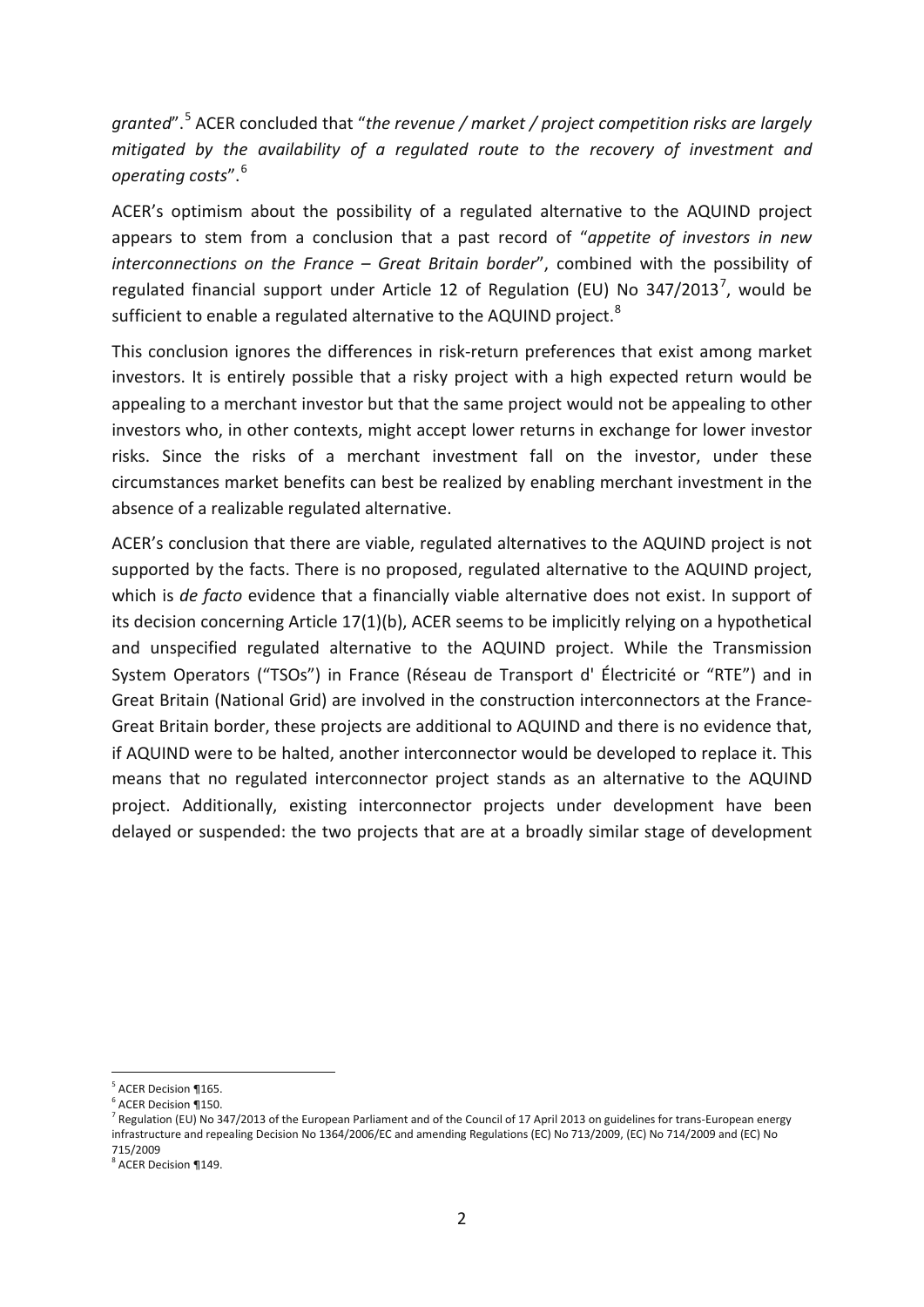*granted*".[5] ACER concluded that "*the revenue / market / project competition risks are largely mitigated by the availability of a regulated route to the recovery of investment and operating costs*".[6]

ACER's optimism about the possibility of a regulated alternative to the AQUIND project appears to stem from a conclusion that a past record of "*appetite of investors in new interconnections on the France – Great Britain border*", combined with the possibility of regulated financial support under Article 12 of Regulation (EU) No 347/2013[7], would be sufficient to enable a regulated alternative to the AQUIND project.[8]

This conclusion ignores the differences in risk-return preferences that exist among market investors. It is entirely possible that a risky project with a high expected return would be appealing to a merchant investor but that the same project would not be appealing to other investors who, in other contexts, might accept lower returns in exchange for lower investor risks. Since the risks of a merchant investment fall on the investor, under these circumstances market benefits can best be realized by enabling merchant investment in the absence of a realizable regulated alternative.

ACER's conclusion that there are viable, regulated alternatives to the AQUIND project is not supported by the facts. There is no proposed, regulated alternative to the AQUIND project, which is *de facto* evidence that a financially viable alternative does not exist. In support of its decision concerning Article 17(1)(b), ACER seems to be implicitly relying on a hypothetical and unspecified regulated alternative to the AQUIND project. While the Transmission System Operators ("TSOs") in France (Réseau de Transport d' Électricité or "RTE") and in Great Britain (National Grid) are involved in the construction interconnectors at the France-Great Britain border, these projects are additional to AQUIND and there is no evidence that, if AQUIND were to be halted, another interconnector would be developed to replace it. This means that no regulated interconnector project stands as an alternative to the AQUIND project. Additionally, existing interconnector projects under development have been delayed or suspended: the two projects that are at a broadly similar stage of development

---

[5] ACER Decision ¶165.

[6] ACER Decision ¶150.

[7] Regulation (EU) No 347/2013 of the European Parliament and of the Council of 17 April 2013 on guidelines for trans-European energy infrastructure and repealing Decision No 1364/2006/EC and amending Regulations (EC) No 713/2009, (EC) No 714/2009 and (EC) No 715/2009

[8] ACER Decision ¶149.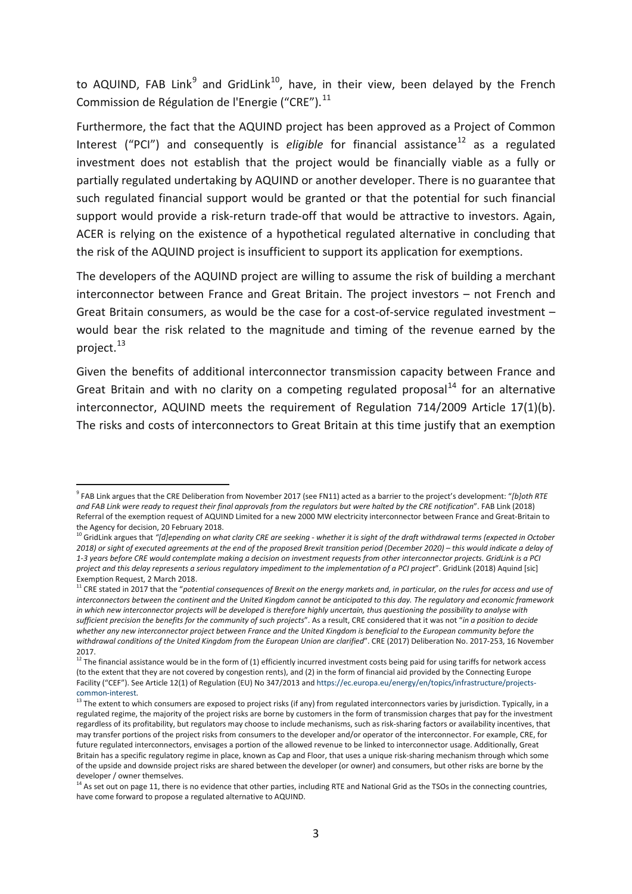to AQUIND, FAB Link[9] and GridLink[10], have, in their view, been delayed by the French Commission de Régulation de l'Energie ("CRE").[11]

Furthermore, the fact that the AQUIND project has been approved as a Project of Common Interest ("PCI") and consequently is *eligible* for financial assistance[12] as a regulated investment does not establish that the project would be financially viable as a fully or partially regulated undertaking by AQUIND or another developer. There is no guarantee that such regulated financial support would be granted or that the potential for such financial support would provide a risk-return trade-off that would be attractive to investors. Again, ACER is relying on the existence of a hypothetical regulated alternative in concluding that the risk of the AQUIND project is insufficient to support its application for exemptions.

The developers of the AQUIND project are willing to assume the risk of building a merchant interconnector between France and Great Britain. The project investors – not French and Great Britain consumers, as would be the case for a cost-of-service regulated investment – would bear the risk related to the magnitude and timing of the revenue earned by the project.[13]

Given the benefits of additional interconnector transmission capacity between France and Great Britain and with no clarity on a competing regulated proposal[14] for an alternative interconnector, AQUIND meets the requirement of Regulation 714/2009 Article 17(1)(b). The risks and costs of interconnectors to Great Britain at this time justify that an exemption

---

[9] FAB Link argues that the CRE Deliberation from November 2017 (see FN11) acted as a barrier to the project's development: "*[b]oth RTE and FAB Link were ready to request their final approvals from the regulators but were halted by the CRE notification*". FAB Link (2018) Referral of the exemption request of AQUIND Limited for a new 2000 MW electricity interconnector between France and Great-Britain to the Agency for decision, 20 February 2018.

[10] GridLink argues that *"[d]epending on what clarity CRE are seeking - whether it is sight of the draft withdrawal terms (expected in October 2018) or sight of executed agreements at the end of the proposed Brexit transition period (December 2020) – this would indicate a delay of 1-3 years before CRE would contemplate making a decision on investment requests from other interconnector projects. GridLink is a PCI project and this delay represents a serious regulatory impediment to the implementation of a PCI project*". GridLink (2018) Aquind [sic] Exemption Request, 2 March 2018.

[11] CRE stated in 2017 that the "*potential consequences of Brexit on the energy markets and, in particular, on the rules for access and use of interconnectors between the continent and the United Kingdom cannot be anticipated to this day. The regulatory and economic framework in which new interconnector projects will be developed is therefore highly uncertain, thus questioning the possibility to analyse with sufficient precision the benefits for the community of such projects*". As a result, CRE considered that it was not "*in a position to decide whether any new interconnector project between France and the United Kingdom is beneficial to the European community before the withdrawal conditions of the United Kingdom from the European Union are clarified*". CRE (2017) Deliberation No. 2017-253, 16 November 2017.

[12] The financial assistance would be in the form of (1) efficiently incurred investment costs being paid for using tariffs for network access (to the extent that they are not covered by congestion rents), and (2) in the form of financial aid provided by the Connecting Europe Facility ("CEF"). See Article 12(1) of Regulation (EU) No 347/2013 and https://ec.europa.eu/energy/en/topics/infrastructure/projects-common-interest.

[13] The extent to which consumers are exposed to project risks (if any) from regulated interconnectors varies by jurisdiction. Typically, in a regulated regime, the majority of the project risks are borne by customers in the form of transmission charges that pay for the investment regardless of its profitability, but regulators may choose to include mechanisms, such as risk-sharing factors or availability incentives, that may transfer portions of the project risks from consumers to the developer and/or operator of the interconnector. For example, CRE, for future regulated interconnectors, envisages a portion of the allowed revenue to be linked to interconnector usage. Additionally, Great Britain has a specific regulatory regime in place, known as Cap and Floor, that uses a unique risk-sharing mechanism through which some of the upside and downside project risks are shared between the developer (or owner) and consumers, but other risks are borne by the developer / owner themselves.

[14] As set out on page 11, there is no evidence that other parties, including RTE and National Grid as the TSOs in the connecting countries, have come forward to propose a regulated alternative to AQUIND.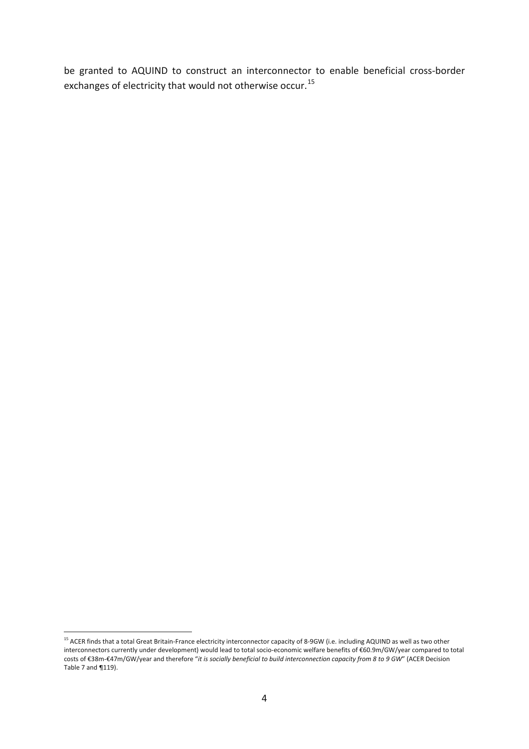be granted to AQUIND to construct an interconnector to enable beneficial cross-border exchanges of electricity that would not otherwise occur.[15]

---

[15] ACER finds that a total Great Britain-France electricity interconnector capacity of 8-9GW (i.e. including AQUIND as well as two other interconnectors currently under development) would lead to total socio-economic welfare benefits of €60.9m/GW/year compared to total costs of €38m-€47m/GW/year and therefore "*it is socially beneficial to build interconnection capacity from 8 to 9 GW*" (ACER Decision Table 7 and ¶119).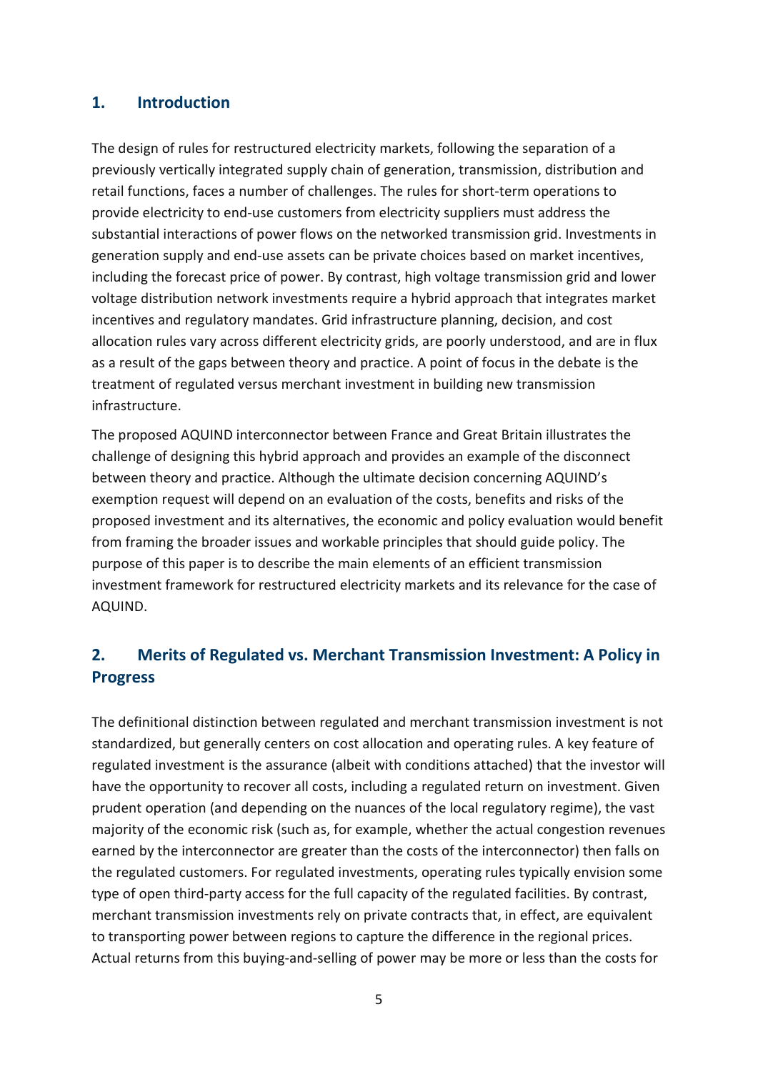## 1. Introduction

The design of rules for restructured electricity markets, following the separation of a previously vertically integrated supply chain of generation, transmission, distribution and retail functions, faces a number of challenges. The rules for short-term operations to provide electricity to end-use customers from electricity suppliers must address the substantial interactions of power flows on the networked transmission grid. Investments in generation supply and end-use assets can be private choices based on market incentives, including the forecast price of power. By contrast, high voltage transmission grid and lower voltage distribution network investments require a hybrid approach that integrates market incentives and regulatory mandates. Grid infrastructure planning, decision, and cost allocation rules vary across different electricity grids, are poorly understood, and are in flux as a result of the gaps between theory and practice. A point of focus in the debate is the treatment of regulated versus merchant investment in building new transmission infrastructure.

The proposed AQUIND interconnector between France and Great Britain illustrates the challenge of designing this hybrid approach and provides an example of the disconnect between theory and practice. Although the ultimate decision concerning AQUIND's exemption request will depend on an evaluation of the costs, benefits and risks of the proposed investment and its alternatives, the economic and policy evaluation would benefit from framing the broader issues and workable principles that should guide policy. The purpose of this paper is to describe the main elements of an efficient transmission investment framework for restructured electricity markets and its relevance for the case of AQUIND.

## 2. Merits of Regulated vs. Merchant Transmission Investment: A Policy in Progress

The definitional distinction between regulated and merchant transmission investment is not standardized, but generally centers on cost allocation and operating rules. A key feature of regulated investment is the assurance (albeit with conditions attached) that the investor will have the opportunity to recover all costs, including a regulated return on investment. Given prudent operation (and depending on the nuances of the local regulatory regime), the vast majority of the economic risk (such as, for example, whether the actual congestion revenues earned by the interconnector are greater than the costs of the interconnector) then falls on the regulated customers. For regulated investments, operating rules typically envision some type of open third-party access for the full capacity of the regulated facilities. By contrast, merchant transmission investments rely on private contracts that, in effect, are equivalent to transporting power between regions to capture the difference in the regional prices. Actual returns from this buying-and-selling of power may be more or less than the costs for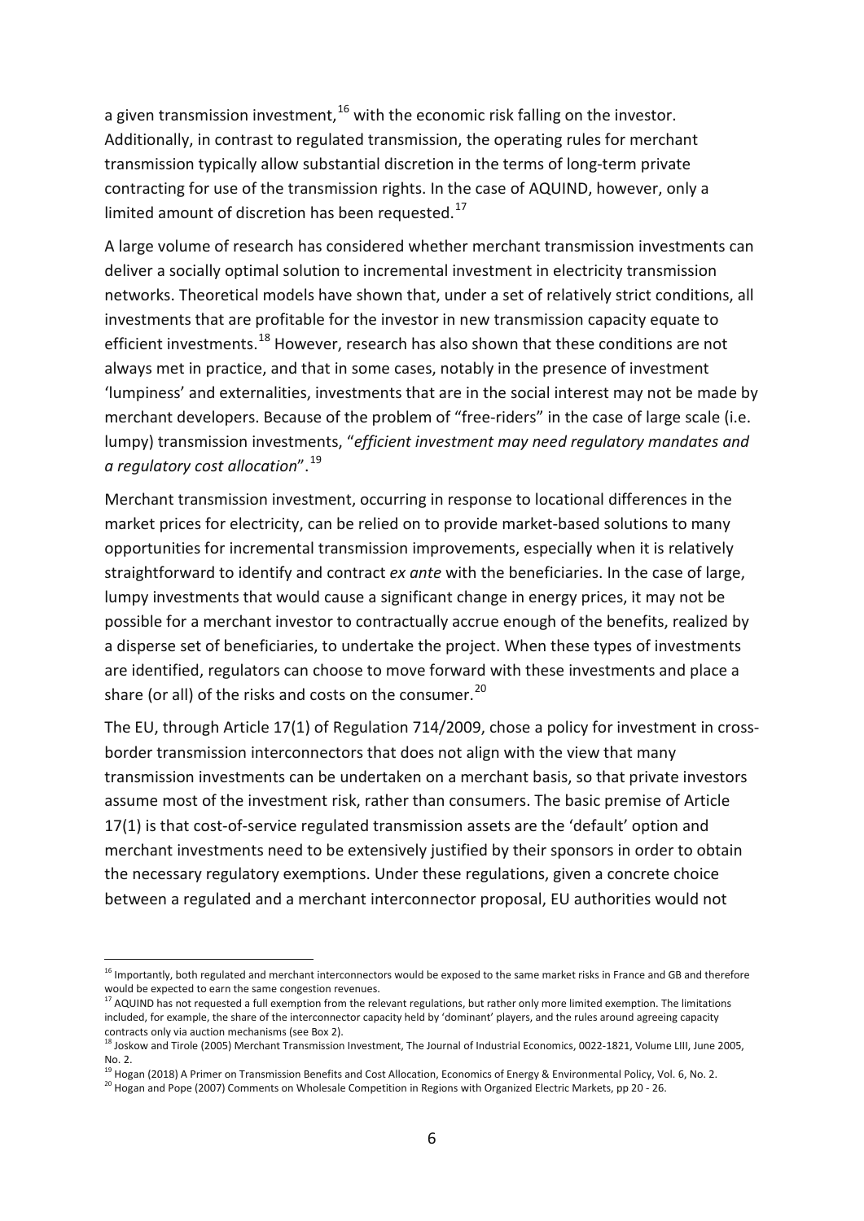a given transmission investment,[16] with the economic risk falling on the investor. Additionally, in contrast to regulated transmission, the operating rules for merchant transmission typically allow substantial discretion in the terms of long-term private contracting for use of the transmission rights. In the case of AQUIND, however, only a limited amount of discretion has been requested.[17]

A large volume of research has considered whether merchant transmission investments can deliver a socially optimal solution to incremental investment in electricity transmission networks. Theoretical models have shown that, under a set of relatively strict conditions, all investments that are profitable for the investor in new transmission capacity equate to efficient investments.[18] However, research has also shown that these conditions are not always met in practice, and that in some cases, notably in the presence of investment 'lumpiness' and externalities, investments that are in the social interest may not be made by merchant developers. Because of the problem of "free-riders" in the case of large scale (i.e. lumpy) transmission investments, "*efficient investment may need regulatory mandates and a regulatory cost allocation*".[19]

Merchant transmission investment, occurring in response to locational differences in the market prices for electricity, can be relied on to provide market-based solutions to many opportunities for incremental transmission improvements, especially when it is relatively straightforward to identify and contract *ex ante* with the beneficiaries. In the case of large, lumpy investments that would cause a significant change in energy prices, it may not be possible for a merchant investor to contractually accrue enough of the benefits, realized by a disperse set of beneficiaries, to undertake the project. When these types of investments are identified, regulators can choose to move forward with these investments and place a share (or all) of the risks and costs on the consumer.[20]

The EU, through Article 17(1) of Regulation 714/2009, chose a policy for investment in cross-border transmission interconnectors that does not align with the view that many transmission investments can be undertaken on a merchant basis, so that private investors assume most of the investment risk, rather than consumers. The basic premise of Article 17(1) is that cost-of-service regulated transmission assets are the 'default' option and merchant investments need to be extensively justified by their sponsors in order to obtain the necessary regulatory exemptions. Under these regulations, given a concrete choice between a regulated and a merchant interconnector proposal, EU authorities would not

[16] Importantly, both regulated and merchant interconnectors would be exposed to the same market risks in France and GB and therefore would be expected to earn the same congestion revenues.

[17] AQUIND has not requested a full exemption from the relevant regulations, but rather only more limited exemption. The limitations included, for example, the share of the interconnector capacity held by 'dominant' players, and the rules around agreeing capacity contracts only via auction mechanisms (see Box 2).

[18] Joskow and Tirole (2005) Merchant Transmission Investment, The Journal of Industrial Economics, 0022-1821, Volume LIII, June 2005, No. 2.

[19] Hogan (2018) A Primer on Transmission Benefits and Cost Allocation, Economics of Energy & Environmental Policy, Vol. 6, No. 2.

[20] Hogan and Pope (2007) Comments on Wholesale Competition in Regions with Organized Electric Markets, pp 20 - 26.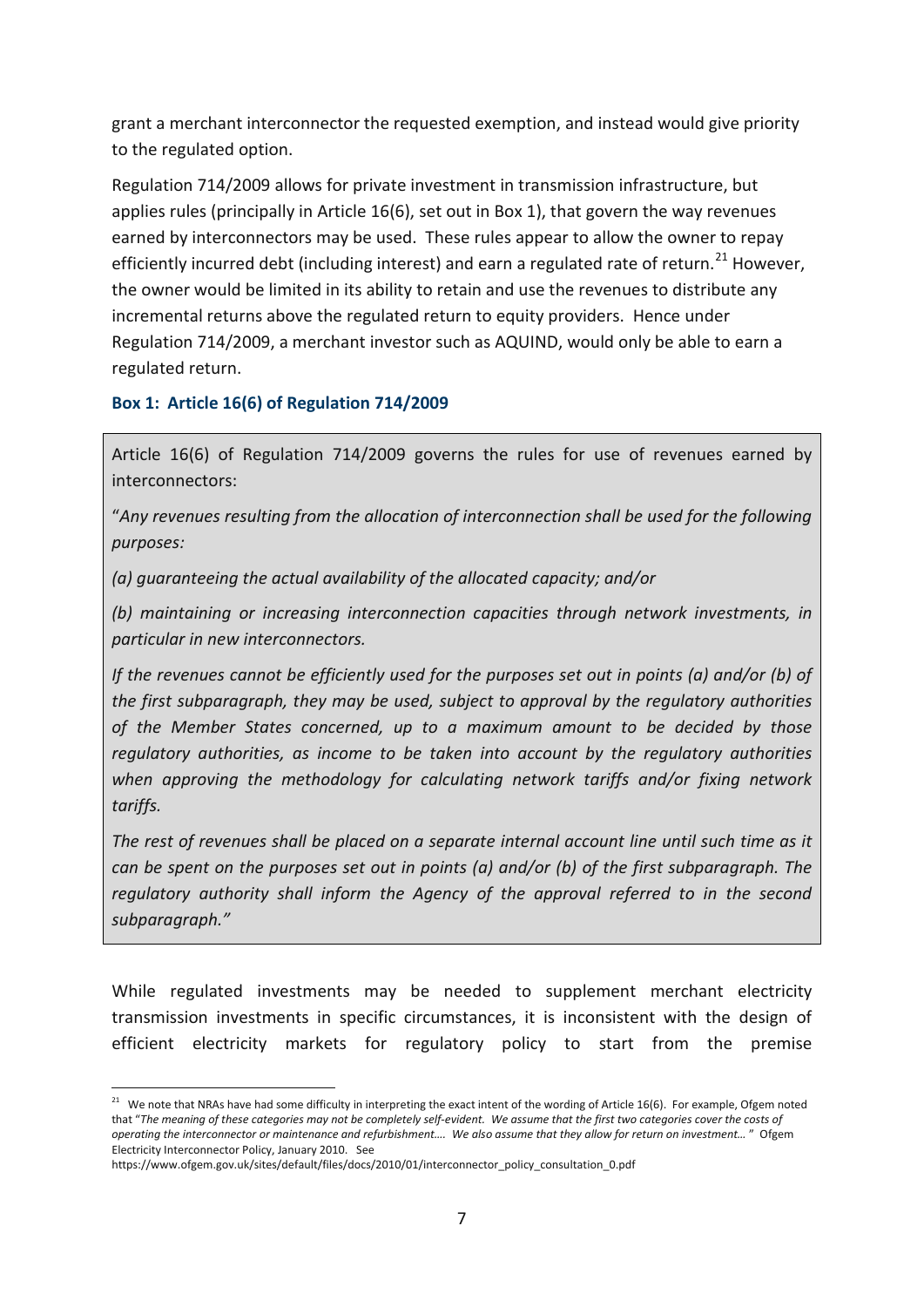grant a merchant interconnector the requested exemption, and instead would give priority to the regulated option.

Regulation 714/2009 allows for private investment in transmission infrastructure, but applies rules (principally in Article 16(6), set out in Box 1), that govern the way revenues earned by interconnectors may be used. These rules appear to allow the owner to repay efficiently incurred debt (including interest) and earn a regulated rate of return.[21] However, the owner would be limited in its ability to retain and use the revenues to distribute any incremental returns above the regulated return to equity providers. Hence under Regulation 714/2009, a merchant investor such as AQUIND, would only be able to earn a regulated return.

**Box 1: Article 16(6) of Regulation 714/2009**

Article 16(6) of Regulation 714/2009 governs the rules for use of revenues earned by interconnectors:

"*Any revenues resulting from the allocation of interconnection shall be used for the following purposes:*

*(a) guaranteeing the actual availability of the allocated capacity; and/or*

*(b) maintaining or increasing interconnection capacities through network investments, in particular in new interconnectors.*

*If the revenues cannot be efficiently used for the purposes set out in points (a) and/or (b) of the first subparagraph, they may be used, subject to approval by the regulatory authorities of the Member States concerned, up to a maximum amount to be decided by those regulatory authorities, as income to be taken into account by the regulatory authorities when approving the methodology for calculating network tariffs and/or fixing network tariffs.*

*The rest of revenues shall be placed on a separate internal account line until such time as it can be spent on the purposes set out in points (a) and/or (b) of the first subparagraph. The regulatory authority shall inform the Agency of the approval referred to in the second subparagraph.*"

While regulated investments may be needed to supplement merchant electricity transmission investments in specific circumstances, it is inconsistent with the design of efficient electricity markets for regulatory policy to start from the premise

[21] We note that NRAs have had some difficulty in interpreting the exact intent of the wording of Article 16(6). For example, Ofgem noted that "*The meaning of these categories may not be completely self-evident. We assume that the first two categories cover the costs of operating the interconnector or maintenance and refurbishment…. We also assume that they allow for return on investment…*" Ofgem Electricity Interconnector Policy, January 2010. See https://www.ofgem.gov.uk/sites/default/files/docs/2010/01/interconnector_policy_consultation_0.pdf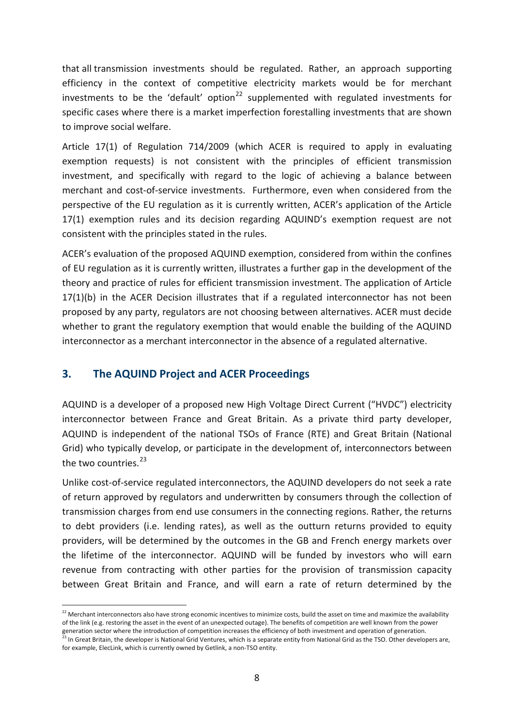that all transmission investments should be regulated. Rather, an approach supporting efficiency in the context of competitive electricity markets would be for merchant investments to be the 'default' option[22] supplemented with regulated investments for specific cases where there is a market imperfection forestalling investments that are shown to improve social welfare.

Article 17(1) of Regulation 714/2009 (which ACER is required to apply in evaluating exemption requests) is not consistent with the principles of efficient transmission investment, and specifically with regard to the logic of achieving a balance between merchant and cost-of-service investments. Furthermore, even when considered from the perspective of the EU regulation as it is currently written, ACER's application of the Article 17(1) exemption rules and its decision regarding AQUIND's exemption request are not consistent with the principles stated in the rules.

ACER's evaluation of the proposed AQUIND exemption, considered from within the confines of EU regulation as it is currently written, illustrates a further gap in the development of the theory and practice of rules for efficient transmission investment. The application of Article 17(1)(b) in the ACER Decision illustrates that if a regulated interconnector has not been proposed by any party, regulators are not choosing between alternatives. ACER must decide whether to grant the regulatory exemption that would enable the building of the AQUIND interconnector as a merchant interconnector in the absence of a regulated alternative.

## 3. The AQUIND Project and ACER Proceedings

AQUIND is a developer of a proposed new High Voltage Direct Current ("HVDC") electricity interconnector between France and Great Britain. As a private third party developer, AQUIND is independent of the national TSOs of France (RTE) and Great Britain (National Grid) who typically develop, or participate in the development of, interconnectors between the two countries.[23]

Unlike cost-of-service regulated interconnectors, the AQUIND developers do not seek a rate of return approved by regulators and underwritten by consumers through the collection of transmission charges from end use consumers in the connecting regions. Rather, the returns to debt providers (i.e. lending rates), as well as the outturn returns provided to equity providers, will be determined by the outcomes in the GB and French energy markets over the lifetime of the interconnector. AQUIND will be funded by investors who will earn revenue from contracting with other parties for the provision of transmission capacity between Great Britain and France, and will earn a rate of return determined by the

[22] Merchant interconnectors also have strong economic incentives to minimize costs, build the asset on time and maximize the availability of the link (e.g. restoring the asset in the event of an unexpected outage). The benefits of competition are well known from the power generation sector where the introduction of competition increases the efficiency of both investment and operation of generation.

[23] In Great Britain, the developer is National Grid Ventures, which is a separate entity from National Grid as the TSO. Other developers are, for example, ElecLink, which is currently owned by Getlink, a non-TSO entity.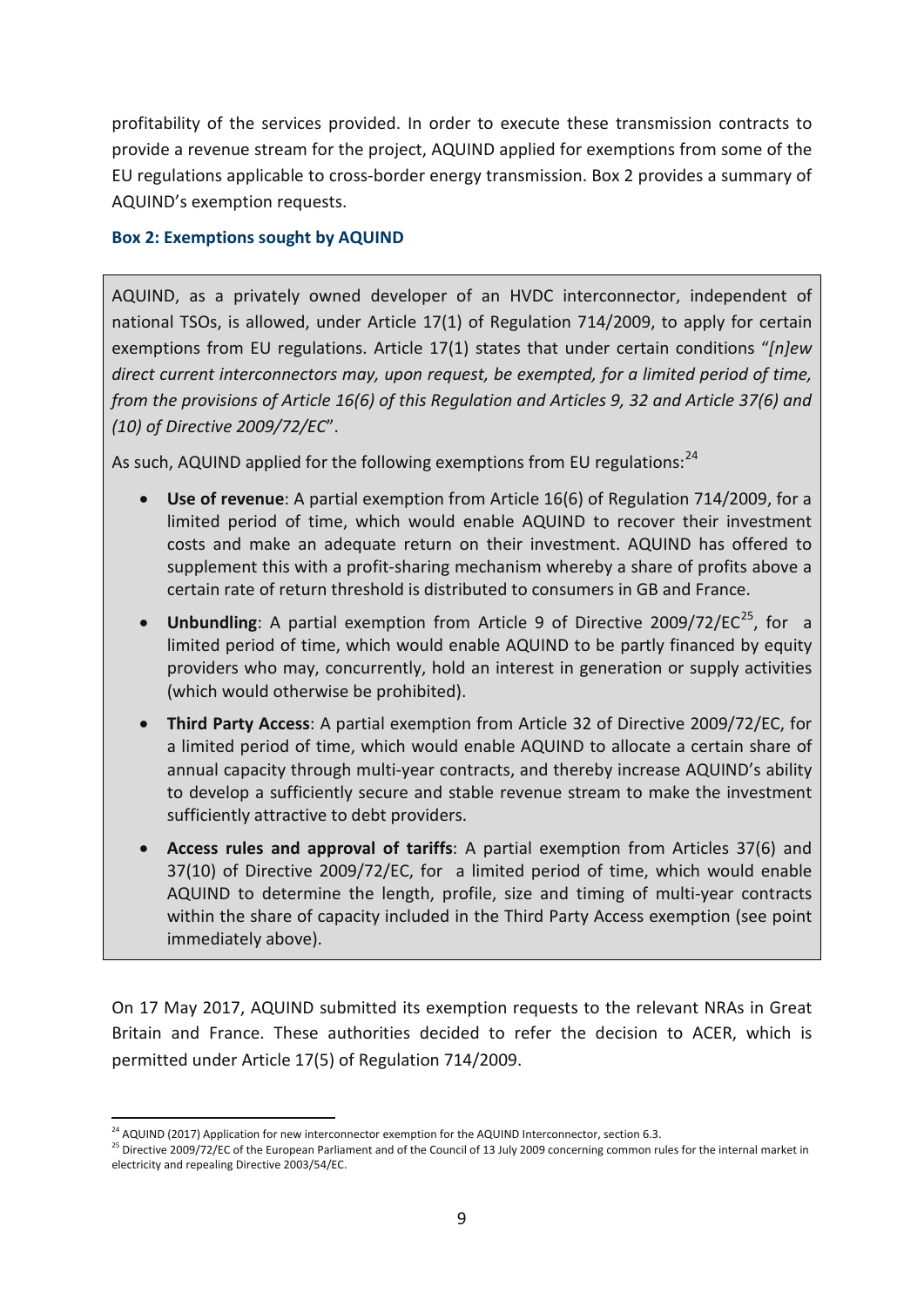profitability of the services provided. In order to execute these transmission contracts to provide a revenue stream for the project, AQUIND applied for exemptions from some of the EU regulations applicable to cross-border energy transmission. Box 2 provides a summary of AQUIND's exemption requests.

**Box 2: Exemptions sought by AQUIND**

AQUIND, as a privately owned developer of an HVDC interconnector, independent of national TSOs, is allowed, under Article 17(1) of Regulation 714/2009, to apply for certain exemptions from EU regulations. Article 17(1) states that under certain conditions "*[n]ew direct current interconnectors may, upon request, be exempted, for a limited period of time, from the provisions of Article 16(6) of this Regulation and Articles 9, 32 and Article 37(6) and (10) of Directive 2009/72/EC*".

As such, AQUIND applied for the following exemptions from EU regulations:[24]

- **Use of revenue**: A partial exemption from Article 16(6) of Regulation 714/2009, for a limited period of time, which would enable AQUIND to recover their investment costs and make an adequate return on their investment. AQUIND has offered to supplement this with a profit-sharing mechanism whereby a share of profits above a certain rate of return threshold is distributed to consumers in GB and France.
- **Unbundling**: A partial exemption from Article 9 of Directive 2009/72/EC[25], for a limited period of time, which would enable AQUIND to be partly financed by equity providers who may, concurrently, hold an interest in generation or supply activities (which would otherwise be prohibited).
- **Third Party Access**: A partial exemption from Article 32 of Directive 2009/72/EC, for a limited period of time, which would enable AQUIND to allocate a certain share of annual capacity through multi-year contracts, and thereby increase AQUIND's ability to develop a sufficiently secure and stable revenue stream to make the investment sufficiently attractive to debt providers.
- **Access rules and approval of tariffs**: A partial exemption from Articles 37(6) and 37(10) of Directive 2009/72/EC, for a limited period of time, which would enable AQUIND to determine the length, profile, size and timing of multi-year contracts within the share of capacity included in the Third Party Access exemption (see point immediately above).

On 17 May 2017, AQUIND submitted its exemption requests to the relevant NRAs in Great Britain and France. These authorities decided to refer the decision to ACER, which is permitted under Article 17(5) of Regulation 714/2009.

[24] AQUIND (2017) Application for new interconnector exemption for the AQUIND Interconnector, section 6.3.

[25] Directive 2009/72/EC of the European Parliament and of the Council of 13 July 2009 concerning common rules for the internal market in electricity and repealing Directive 2003/54/EC.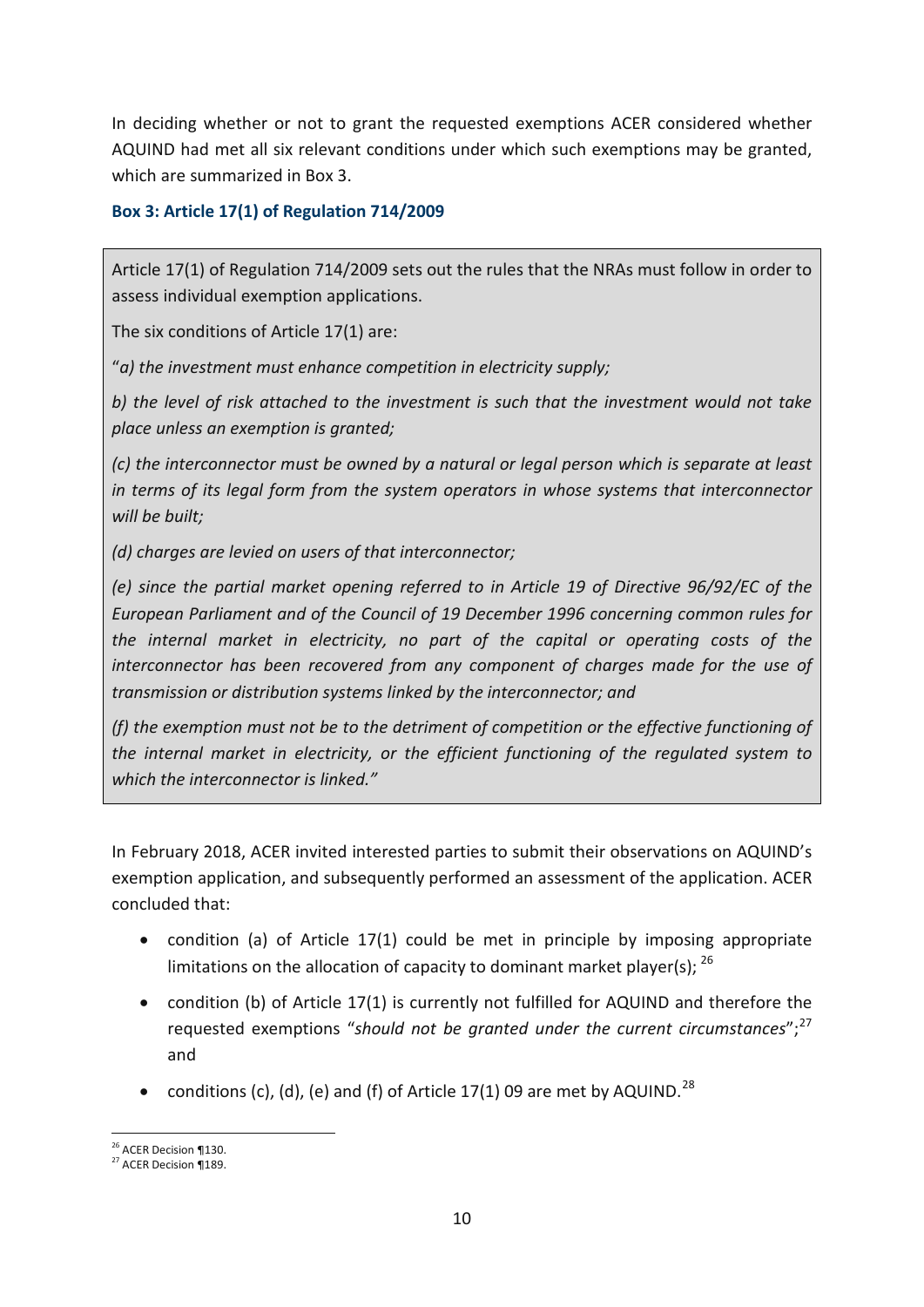In deciding whether or not to grant the requested exemptions ACER considered whether AQUIND had met all six relevant conditions under which such exemptions may be granted, which are summarized in Box 3.

### Box 3: Article 17(1) of Regulation 714/2009

> Article 17(1) of Regulation 714/2009 sets out the rules that the NRAs must follow in order to assess individual exemption applications.
>
> The six conditions of Article 17(1) are:
>
> "*a) the investment must enhance competition in electricity supply;*
>
> *b) the level of risk attached to the investment is such that the investment would not take place unless an exemption is granted;*
>
> *(c) the interconnector must be owned by a natural or legal person which is separate at least in terms of its legal form from the system operators in whose systems that interconnector will be built;*
>
> *(d) charges are levied on users of that interconnector;*
>
> *(e) since the partial market opening referred to in Article 19 of Directive 96/92/EC of the European Parliament and of the Council of 19 December 1996 concerning common rules for the internal market in electricity, no part of the capital or operating costs of the interconnector has been recovered from any component of charges made for the use of transmission or distribution systems linked by the interconnector; and*
>
> *(f) the exemption must not be to the detriment of competition or the effective functioning of the internal market in electricity, or the efficient functioning of the regulated system to which the interconnector is linked."*

In February 2018, ACER invited interested parties to submit their observations on AQUIND's exemption application, and subsequently performed an assessment of the application. ACER concluded that:

- condition (a) of Article 17(1) could be met in principle by imposing appropriate limitations on the allocation of capacity to dominant market player(s); [26]
- condition (b) of Article 17(1) is currently not fulfilled for AQUIND and therefore the requested exemptions "*should not be granted under the current circumstances*";[27] and
- conditions (c), (d), (e) and (f) of Article 17(1) 09 are met by AQUIND.[28]

---

[26] ACER Decision ¶130.

[27] ACER Decision ¶189.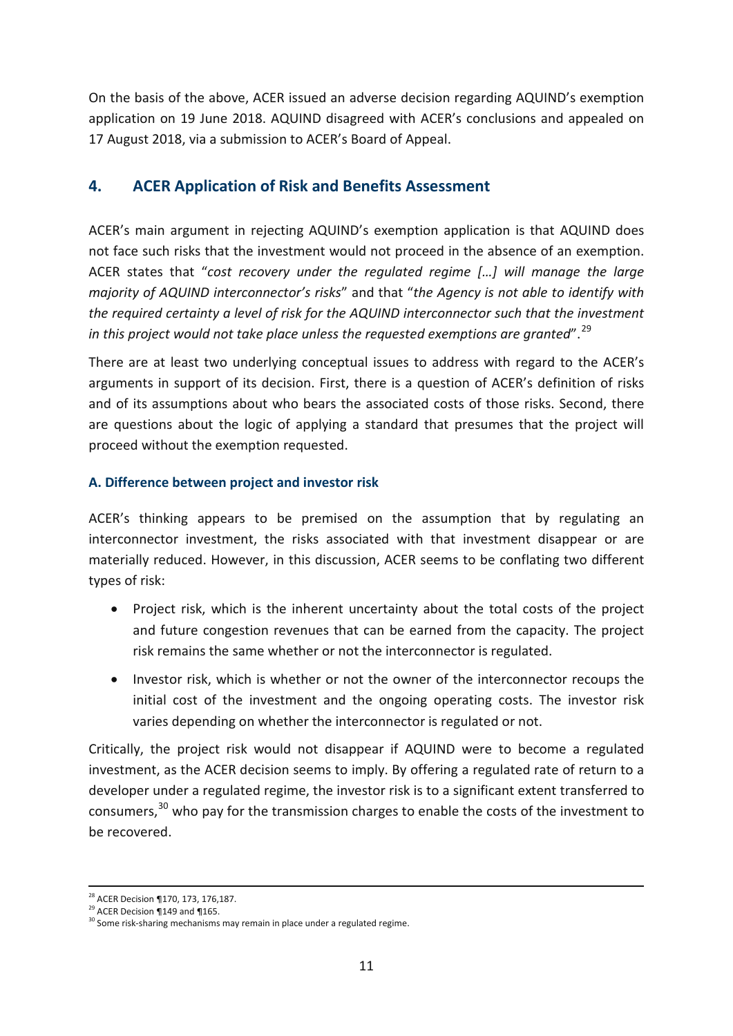On the basis of the above, ACER issued an adverse decision regarding AQUIND's exemption application on 19 June 2018. AQUIND disagreed with ACER's conclusions and appealed on 17 August 2018, via a submission to ACER's Board of Appeal.

## 4. ACER Application of Risk and Benefits Assessment

ACER's main argument in rejecting AQUIND's exemption application is that AQUIND does not face such risks that the investment would not proceed in the absence of an exemption. ACER states that "*cost recovery under the regulated regime […] will manage the large majority of AQUIND interconnector's risks*" and that "*the Agency is not able to identify with the required certainty a level of risk for the AQUIND interconnector such that the investment in this project would not take place unless the requested exemptions are granted*".[29]

There are at least two underlying conceptual issues to address with regard to the ACER's arguments in support of its decision. First, there is a question of ACER's definition of risks and of its assumptions about who bears the associated costs of those risks. Second, there are questions about the logic of applying a standard that presumes that the project will proceed without the exemption requested.

### A. Difference between project and investor risk

ACER's thinking appears to be premised on the assumption that by regulating an interconnector investment, the risks associated with that investment disappear or are materially reduced. However, in this discussion, ACER seems to be conflating two different types of risk:

- Project risk, which is the inherent uncertainty about the total costs of the project and future congestion revenues that can be earned from the capacity. The project risk remains the same whether or not the interconnector is regulated.
- Investor risk, which is whether or not the owner of the interconnector recoups the initial cost of the investment and the ongoing operating costs. The investor risk varies depending on whether the interconnector is regulated or not.

Critically, the project risk would not disappear if AQUIND were to become a regulated investment, as the ACER decision seems to imply. By offering a regulated rate of return to a developer under a regulated regime, the investor risk is to a significant extent transferred to consumers,[30] who pay for the transmission charges to enable the costs of the investment to be recovered.

---

[28] ACER Decision ¶170, 173, 176,187.

[29] ACER Decision ¶149 and ¶165.

[30] Some risk-sharing mechanisms may remain in place under a regulated regime.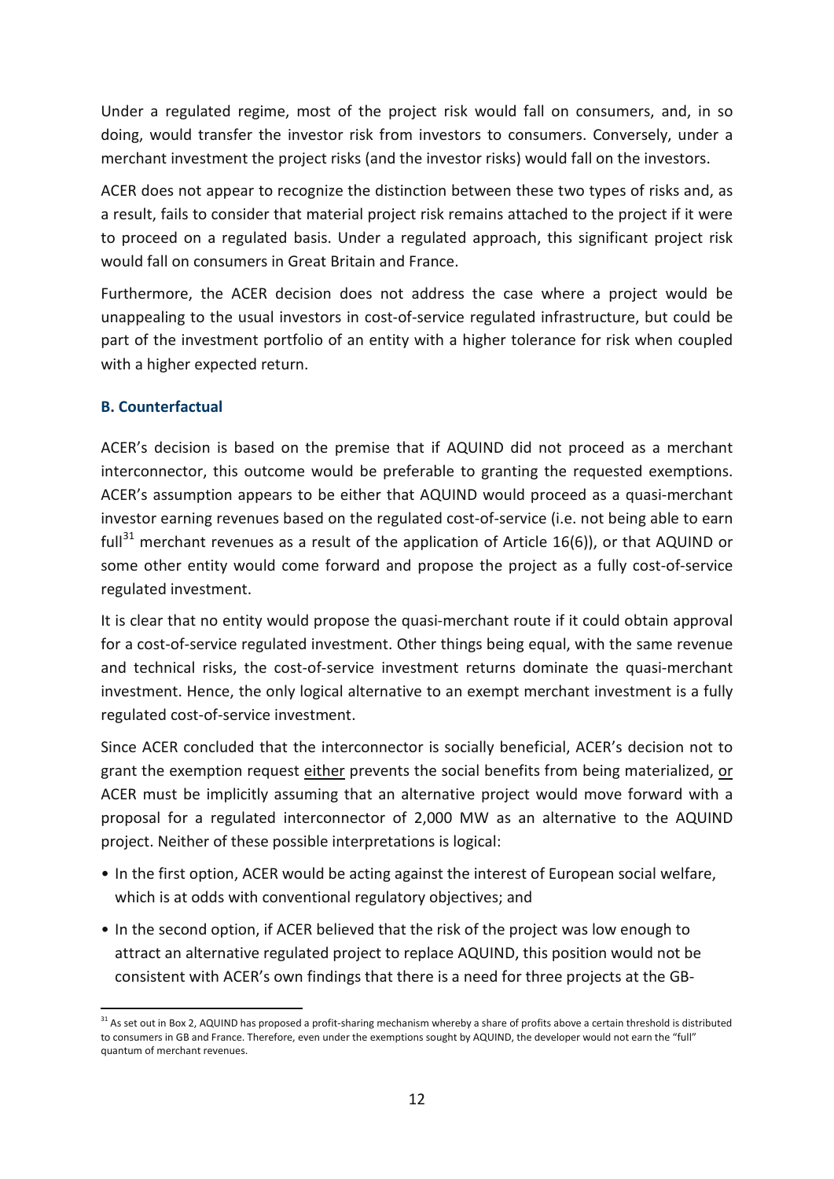Under a regulated regime, most of the project risk would fall on consumers, and, in so doing, would transfer the investor risk from investors to consumers. Conversely, under a merchant investment the project risks (and the investor risks) would fall on the investors.

ACER does not appear to recognize the distinction between these two types of risks and, as a result, fails to consider that material project risk remains attached to the project if it were to proceed on a regulated basis. Under a regulated approach, this significant project risk would fall on consumers in Great Britain and France.

Furthermore, the ACER decision does not address the case where a project would be unappealing to the usual investors in cost-of-service regulated infrastructure, but could be part of the investment portfolio of an entity with a higher tolerance for risk when coupled with a higher expected return.

### B. Counterfactual

ACER's decision is based on the premise that if AQUIND did not proceed as a merchant interconnector, this outcome would be preferable to granting the requested exemptions. ACER's assumption appears to be either that AQUIND would proceed as a quasi-merchant investor earning revenues based on the regulated cost-of-service (i.e. not being able to earn full[31] merchant revenues as a result of the application of Article 16(6)), or that AQUIND or some other entity would come forward and propose the project as a fully cost-of-service regulated investment.

It is clear that no entity would propose the quasi-merchant route if it could obtain approval for a cost-of-service regulated investment. Other things being equal, with the same revenue and technical risks, the cost-of-service investment returns dominate the quasi-merchant investment. Hence, the only logical alternative to an exempt merchant investment is a fully regulated cost-of-service investment.

Since ACER concluded that the interconnector is socially beneficial, ACER's decision not to grant the exemption request <u>either</u> prevents the social benefits from being materialized, <u>or</u> ACER must be implicitly assuming that an alternative project would move forward with a proposal for a regulated interconnector of 2,000 MW as an alternative to the AQUIND project. Neither of these possible interpretations is logical:

- In the first option, ACER would be acting against the interest of European social welfare, which is at odds with conventional regulatory objectives; and
- In the second option, if ACER believed that the risk of the project was low enough to attract an alternative regulated project to replace AQUIND, this position would not be consistent with ACER's own findings that there is a need for three projects at the GB-

[31] As set out in Box 2, AQUIND has proposed a profit-sharing mechanism whereby a share of profits above a certain threshold is distributed to consumers in GB and France. Therefore, even under the exemptions sought by AQUIND, the developer would not earn the "full" quantum of merchant revenues.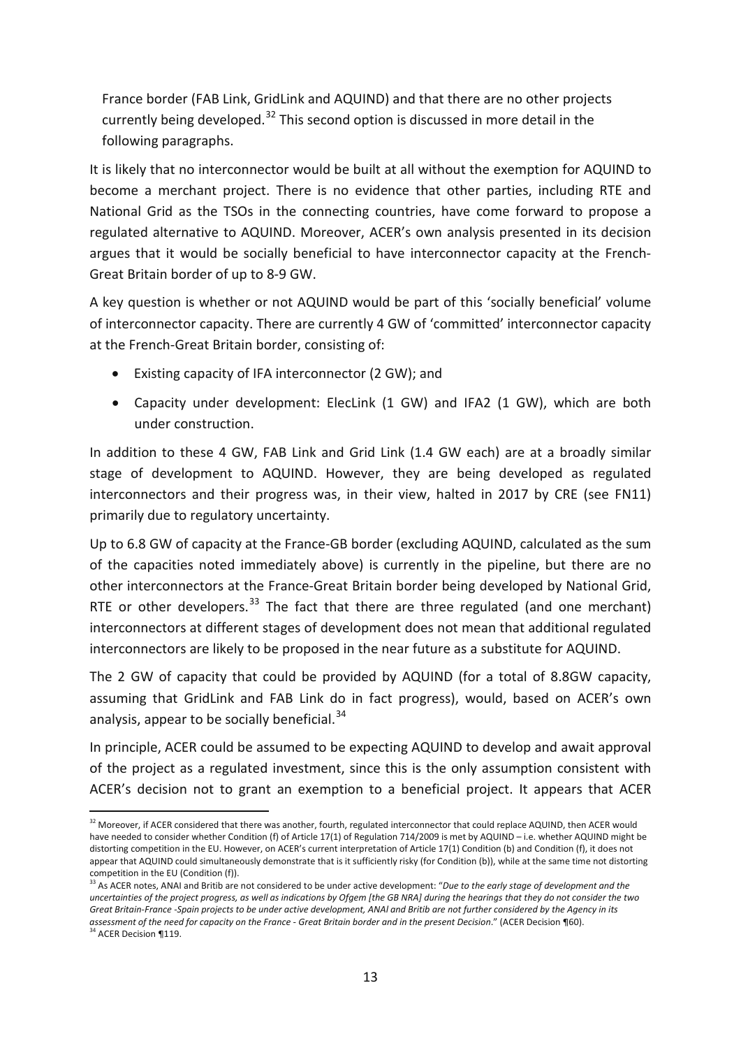France border (FAB Link, GridLink and AQUIND) and that there are no other projects currently being developed.[32] This second option is discussed in more detail in the following paragraphs.

It is likely that no interconnector would be built at all without the exemption for AQUIND to become a merchant project. There is no evidence that other parties, including RTE and National Grid as the TSOs in the connecting countries, have come forward to propose a regulated alternative to AQUIND. Moreover, ACER's own analysis presented in its decision argues that it would be socially beneficial to have interconnector capacity at the French-Great Britain border of up to 8-9 GW.

A key question is whether or not AQUIND would be part of this 'socially beneficial' volume of interconnector capacity. There are currently 4 GW of 'committed' interconnector capacity at the French-Great Britain border, consisting of:

- Existing capacity of IFA interconnector (2 GW); and
- Capacity under development: ElecLink (1 GW) and IFA2 (1 GW), which are both under construction.

In addition to these 4 GW, FAB Link and Grid Link (1.4 GW each) are at a broadly similar stage of development to AQUIND. However, they are being developed as regulated interconnectors and their progress was, in their view, halted in 2017 by CRE (see FN11) primarily due to regulatory uncertainty.

Up to 6.8 GW of capacity at the France-GB border (excluding AQUIND, calculated as the sum of the capacities noted immediately above) is currently in the pipeline, but there are no other interconnectors at the France-Great Britain border being developed by National Grid, RTE or other developers.[33] The fact that there are three regulated (and one merchant) interconnectors at different stages of development does not mean that additional regulated interconnectors are likely to be proposed in the near future as a substitute for AQUIND.

The 2 GW of capacity that could be provided by AQUIND (for a total of 8.8GW capacity, assuming that GridLink and FAB Link do in fact progress), would, based on ACER's own analysis, appear to be socially beneficial.[34]

In principle, ACER could be assumed to be expecting AQUIND to develop and await approval of the project as a regulated investment, since this is the only assumption consistent with ACER's decision not to grant an exemption to a beneficial project. It appears that ACER

---

[32] Moreover, if ACER considered that there was another, fourth, regulated interconnector that could replace AQUIND, then ACER would have needed to consider whether Condition (f) of Article 17(1) of Regulation 714/2009 is met by AQUIND – i.e. whether AQUIND might be distorting competition in the EU. However, on ACER's current interpretation of Article 17(1) Condition (b) and Condition (f), it does not appear that AQUIND could simultaneously demonstrate that is it sufficiently risky (for Condition (b)), while at the same time not distorting competition in the EU (Condition (f)).

[33] As ACER notes, ANAI and Britib are not considered to be under active development: "*Due to the early stage of development and the uncertainties of the project progress, as well as indications by Ofgem [the GB NRA] during the hearings that they do not consider the two Great Britain-France -Spain projects to be under active development, ANAI and Britib are not further considered by the Agency in its assessment of the need for capacity on the France - Great Britain border and in the present Decision*." (ACER Decision ¶60).

[34] ACER Decision ¶119.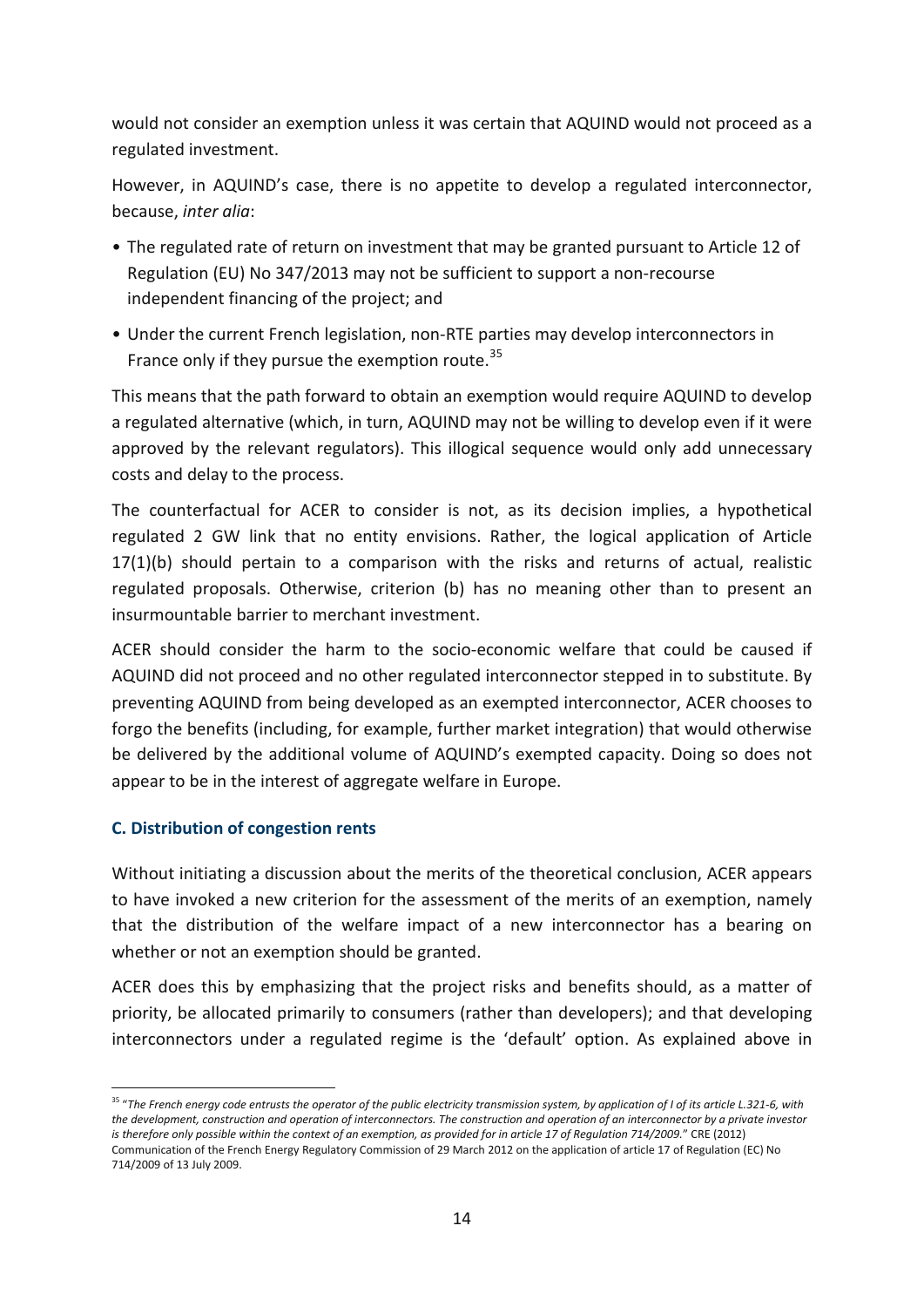would not consider an exemption unless it was certain that AQUIND would not proceed as a regulated investment.

However, in AQUIND's case, there is no appetite to develop a regulated interconnector, because, *inter alia*:

- The regulated rate of return on investment that may be granted pursuant to Article 12 of Regulation (EU) No 347/2013 may not be sufficient to support a non-recourse independent financing of the project; and
- Under the current French legislation, non-RTE parties may develop interconnectors in France only if they pursue the exemption route.[35]

This means that the path forward to obtain an exemption would require AQUIND to develop a regulated alternative (which, in turn, AQUIND may not be willing to develop even if it were approved by the relevant regulators). This illogical sequence would only add unnecessary costs and delay to the process.

The counterfactual for ACER to consider is not, as its decision implies, a hypothetical regulated 2 GW link that no entity envisions. Rather, the logical application of Article 17(1)(b) should pertain to a comparison with the risks and returns of actual, realistic regulated proposals. Otherwise, criterion (b) has no meaning other than to present an insurmountable barrier to merchant investment.

ACER should consider the harm to the socio-economic welfare that could be caused if AQUIND did not proceed and no other regulated interconnector stepped in to substitute. By preventing AQUIND from being developed as an exempted interconnector, ACER chooses to forgo the benefits (including, for example, further market integration) that would otherwise be delivered by the additional volume of AQUIND's exempted capacity. Doing so does not appear to be in the interest of aggregate welfare in Europe.

### C. Distribution of congestion rents

Without initiating a discussion about the merits of the theoretical conclusion, ACER appears to have invoked a new criterion for the assessment of the merits of an exemption, namely that the distribution of the welfare impact of a new interconnector has a bearing on whether or not an exemption should be granted.

ACER does this by emphasizing that the project risks and benefits should, as a matter of priority, be allocated primarily to consumers (rather than developers); and that developing interconnectors under a regulated regime is the 'default' option. As explained above in

---

[35] "*The French energy code entrusts the operator of the public electricity transmission system, by application of I of its article L.321-6, with the development, construction and operation of interconnectors. The construction and operation of an interconnector by a private investor is therefore only possible within the context of an exemption, as provided for in article 17 of Regulation 714/2009.*" CRE (2012) Communication of the French Energy Regulatory Commission of 29 March 2012 on the application of article 17 of Regulation (EC) No 714/2009 of 13 July 2009.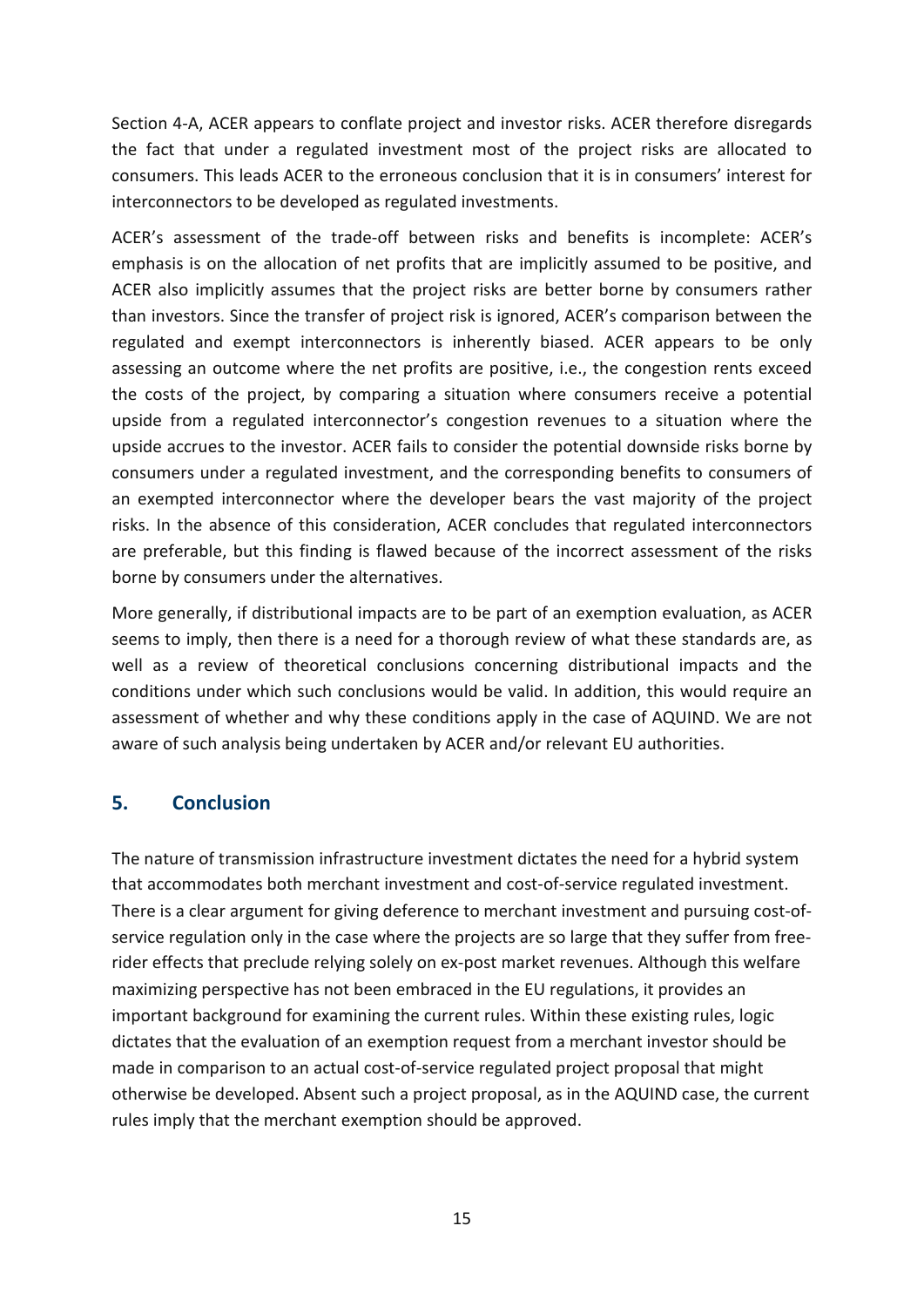Section 4-A, ACER appears to conflate project and investor risks. ACER therefore disregards the fact that under a regulated investment most of the project risks are allocated to consumers. This leads ACER to the erroneous conclusion that it is in consumers' interest for interconnectors to be developed as regulated investments.

ACER's assessment of the trade-off between risks and benefits is incomplete: ACER's emphasis is on the allocation of net profits that are implicitly assumed to be positive, and ACER also implicitly assumes that the project risks are better borne by consumers rather than investors. Since the transfer of project risk is ignored, ACER's comparison between the regulated and exempt interconnectors is inherently biased. ACER appears to be only assessing an outcome where the net profits are positive, i.e., the congestion rents exceed the costs of the project, by comparing a situation where consumers receive a potential upside from a regulated interconnector's congestion revenues to a situation where the upside accrues to the investor. ACER fails to consider the potential downside risks borne by consumers under a regulated investment, and the corresponding benefits to consumers of an exempted interconnector where the developer bears the vast majority of the project risks. In the absence of this consideration, ACER concludes that regulated interconnectors are preferable, but this finding is flawed because of the incorrect assessment of the risks borne by consumers under the alternatives.

More generally, if distributional impacts are to be part of an exemption evaluation, as ACER seems to imply, then there is a need for a thorough review of what these standards are, as well as a review of theoretical conclusions concerning distributional impacts and the conditions under which such conclusions would be valid. In addition, this would require an assessment of whether and why these conditions apply in the case of AQUIND. We are not aware of such analysis being undertaken by ACER and/or relevant EU authorities.

## 5. Conclusion

The nature of transmission infrastructure investment dictates the need for a hybrid system that accommodates both merchant investment and cost-of-service regulated investment. There is a clear argument for giving deference to merchant investment and pursuing cost-of-service regulation only in the case where the projects are so large that they suffer from free-rider effects that preclude relying solely on ex-post market revenues. Although this welfare maximizing perspective has not been embraced in the EU regulations, it provides an important background for examining the current rules. Within these existing rules, logic dictates that the evaluation of an exemption request from a merchant investor should be made in comparison to an actual cost-of-service regulated project proposal that might otherwise be developed. Absent such a project proposal, as in the AQUIND case, the current rules imply that the merchant exemption should be approved.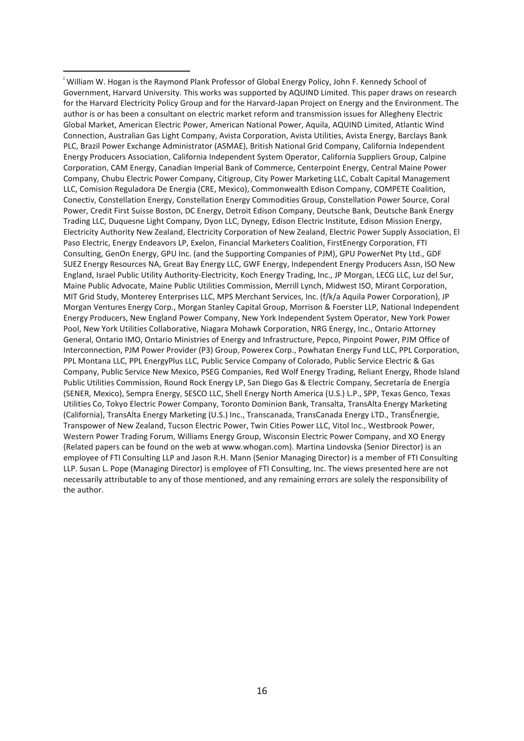[i] William W. Hogan is the Raymond Plank Professor of Global Energy Policy, John F. Kennedy School of Government, Harvard University. This works was supported by AQUIND Limited. This paper draws on research for the Harvard Electricity Policy Group and for the Harvard-Japan Project on Energy and the Environment. The author is or has been a consultant on electric market reform and transmission issues for Allegheny Electric Global Market, American Electric Power, American National Power, Aquila, AQUIND Limited, Atlantic Wind Connection, Australian Gas Light Company, Avista Corporation, Avista Utilities, Avista Energy, Barclays Bank PLC, Brazil Power Exchange Administrator (ASMAE), British National Grid Company, California Independent Energy Producers Association, California Independent System Operator, California Suppliers Group, Calpine Corporation, CAM Energy, Canadian Imperial Bank of Commerce, Centerpoint Energy, Central Maine Power Company, Chubu Electric Power Company, Citigroup, City Power Marketing LLC, Cobalt Capital Management LLC, Comision Reguladora De Energia (CRE, Mexico), Commonwealth Edison Company, COMPETE Coalition, Conectiv, Constellation Energy, Constellation Energy Commodities Group, Constellation Power Source, Coral Power, Credit First Suisse Boston, DC Energy, Detroit Edison Company, Deutsche Bank, Deutsche Bank Energy Trading LLC, Duquesne Light Company, Dyon LLC, Dynegy, Edison Electric Institute, Edison Mission Energy, Electricity Authority New Zealand, Electricity Corporation of New Zealand, Electric Power Supply Association, El Paso Electric, Energy Endeavors LP, Exelon, Financial Marketers Coalition, FirstEnergy Corporation, FTI Consulting, GenOn Energy, GPU Inc. (and the Supporting Companies of PJM), GPU PowerNet Pty Ltd., GDF SUEZ Energy Resources NA, Great Bay Energy LLC, GWF Energy, Independent Energy Producers Assn, ISO New England, Israel Public Utility Authority-Electricity, Koch Energy Trading, Inc., JP Morgan, LECG LLC, Luz del Sur, Maine Public Advocate, Maine Public Utilities Commission, Merrill Lynch, Midwest ISO, Mirant Corporation, MIT Grid Study, Monterey Enterprises LLC, MPS Merchant Services, Inc. (f/k/a Aquila Power Corporation), JP Morgan Ventures Energy Corp., Morgan Stanley Capital Group, Morrison & Foerster LLP, National Independent Energy Producers, New England Power Company, New York Independent System Operator, New York Power Pool, New York Utilities Collaborative, Niagara Mohawk Corporation, NRG Energy, Inc., Ontario Attorney General, Ontario IMO, Ontario Ministries of Energy and Infrastructure, Pepco, Pinpoint Power, PJM Office of Interconnection, PJM Power Provider (P3) Group, Powerex Corp., Powhatan Energy Fund LLC, PPL Corporation, PPL Montana LLC, PPL EnergyPlus LLC, Public Service Company of Colorado, Public Service Electric & Gas Company, Public Service New Mexico, PSEG Companies, Red Wolf Energy Trading, Reliant Energy, Rhode Island Public Utilities Commission, Round Rock Energy LP, San Diego Gas & Electric Company, Secretaría de Energía (SENER, Mexico), Sempra Energy, SESCO LLC, Shell Energy North America (U.S.) L.P., SPP, Texas Genco, Texas Utilities Co, Tokyo Electric Power Company, Toronto Dominion Bank, Transalta, TransAlta Energy Marketing (California), TransAlta Energy Marketing (U.S.) Inc., Transcanada, TransCanada Energy LTD., TransÉnergie, Transpower of New Zealand, Tucson Electric Power, Twin Cities Power LLC, Vitol Inc., Westbrook Power, Western Power Trading Forum, Williams Energy Group, Wisconsin Electric Power Company, and XO Energy (Related papers can be found on the web at www.whogan.com). Martina Lindovska (Senior Director) is an employee of FTI Consulting LLP and Jason R.H. Mann (Senior Managing Director) is a member of FTI Consulting LLP. Susan L. Pope (Managing Director) is employee of FTI Consulting, Inc. The views presented here are not necessarily attributable to any of those mentioned, and any remaining errors are solely the responsibility of the author.